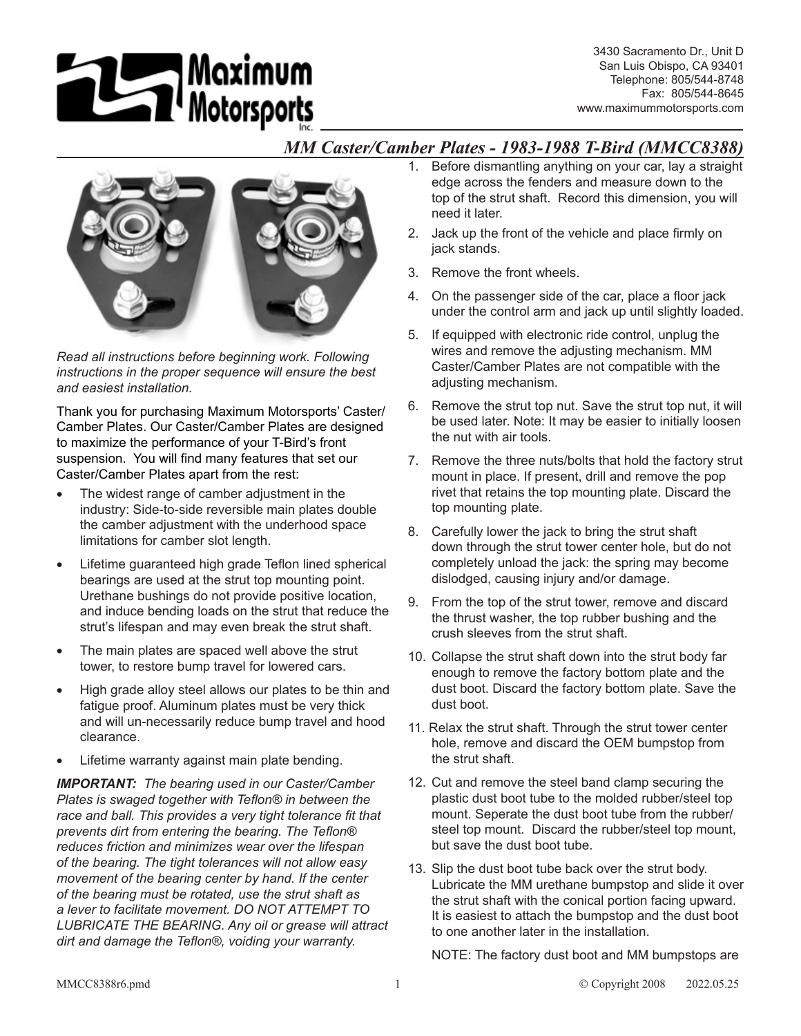3430 Sacramento Dr., Unit D
San Luis Obispo, CA 93401
Telephone: 805/544-8748
Fax: 805/544-8645
www.maximummotorsports.com

# *MM Caster/Camber Plates - 1983-1988 T-Bird (MMCC8388)*

*Read all instructions before beginning work. Following instructions in the proper sequence will ensure the best and easiest installation.*

Thank you for purchasing Maximum Motorsports' Caster/Camber Plates. Our Caster/Camber Plates are designed to maximize the performance of your T-Bird's front suspension. You will find many features that set our Caster/Camber Plates apart from the rest:

- The widest range of camber adjustment in the industry: Side-to-side reversible main plates double the camber adjustment with the underhood space limitations for camber slot length.
- Lifetime guaranteed high grade Teflon lined spherical bearings are used at the strut top mounting point. Urethane bushings do not provide positive location, and induce bending loads on the strut that reduce the strut's lifespan and may even break the strut shaft.
- The main plates are spaced well above the strut tower, to restore bump travel for lowered cars.
- High grade alloy steel allows our plates to be thin and fatigue proof. Aluminum plates must be very thick and will un-necessarily reduce bump travel and hood clearance.
- Lifetime warranty against main plate bending.

***IMPORTANT:*** *The bearing used in our Caster/Camber Plates is swaged together with Teflon® in between the race and ball. This provides a very tight tolerance fit that prevents dirt from entering the bearing. The Teflon® reduces friction and minimizes wear over the lifespan of the bearing. The tight tolerances will not allow easy movement of the bearing center by hand. If the center of the bearing must be rotated, use the strut shaft as a lever to facilitate movement. DO NOT ATTEMPT TO LUBRICATE THE BEARING. Any oil or grease will attract dirt and damage the Teflon®, voiding your warranty.*

1. Before dismantling anything on your car, lay a straight edge across the fenders and measure down to the top of the strut shaft. Record this dimension, you will need it later.
2. Jack up the front of the vehicle and place firmly on jack stands.
3. Remove the front wheels.
4. On the passenger side of the car, place a floor jack under the control arm and jack up until slightly loaded.
5. If equipped with electronic ride control, unplug the wires and remove the adjusting mechanism. MM Caster/Camber Plates are not compatible with the adjusting mechanism.
6. Remove the strut top nut. Save the strut top nut, it will be used later. Note: It may be easier to initially loosen the nut with air tools.
7. Remove the three nuts/bolts that hold the factory strut mount in place. If present, drill and remove the pop rivet that retains the top mounting plate. Discard the top mounting plate.
8. Carefully lower the jack to bring the strut shaft down through the strut tower center hole, but do not completely unload the jack: the spring may become dislodged, causing injury and/or damage.
9. From the top of the strut tower, remove and discard the thrust washer, the top rubber bushing and the crush sleeves from the strut shaft.
10. Collapse the strut shaft down into the strut body far enough to remove the factory bottom plate and the dust boot. Discard the factory bottom plate. Save the dust boot.
11. Relax the strut shaft. Through the strut tower center hole, remove and discard the OEM bumpstop from the strut shaft.
12. Cut and remove the steel band clamp securing the plastic dust boot tube to the molded rubber/steel top mount. Seperate the dust boot tube from the rubber/steel top mount. Discard the rubber/steel top mount, but save the dust boot tube.
13. Slip the dust boot tube back over the strut body. Lubricate the MM urethane bumpstop and slide it over the strut shaft with the conical portion facing upward. It is easiest to attach the bumpstop and the dust boot to one another later in the installation.

    NOTE: The factory dust boot and MM bumpstops are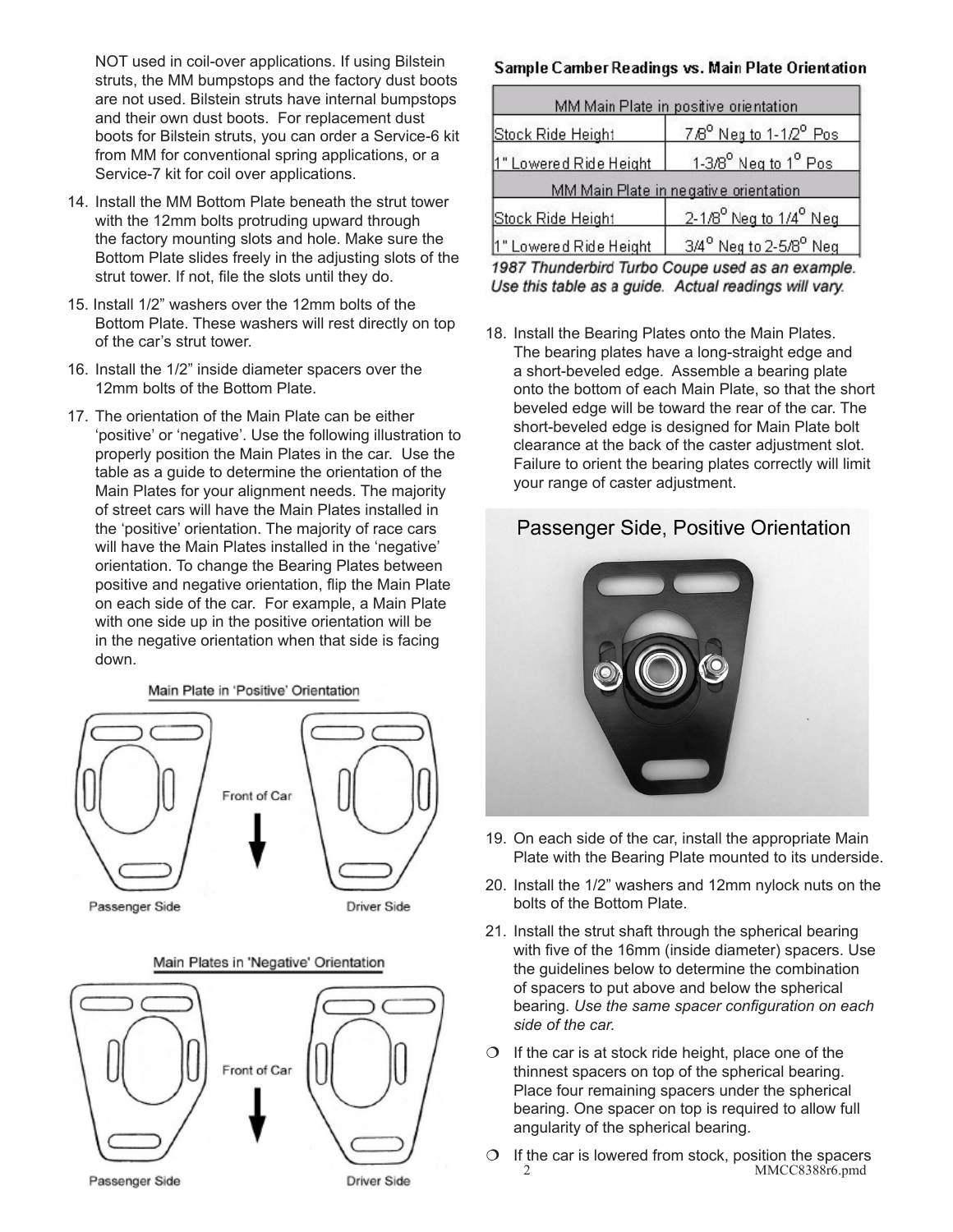NOT used in coil-over applications. If using Bilstein struts, the MM bumpstops and the factory dust boots are not used. Bilstein struts have internal bumpstops and their own dust boots. For replacement dust boots for Bilstein struts, you can order a Service-6 kit from MM for conventional spring applications, or a Service-7 kit for coil over applications.

14. Install the MM Bottom Plate beneath the strut tower with the 12mm bolts protruding upward through the factory mounting slots and hole. Make sure the Bottom Plate slides freely in the adjusting slots of the strut tower. If not, file the slots until they do.
15. Install 1/2" washers over the 12mm bolts of the Bottom Plate. These washers will rest directly on top of the car's strut tower.
16. Install the 1/2" inside diameter spacers over the 12mm bolts of the Bottom Plate.
17. The orientation of the Main Plate can be either 'positive' or 'negative'. Use the following illustration to properly position the Main Plates in the car. Use the table as a guide to determine the orientation of the Main Plates for your alignment needs. The majority of street cars will have the Main Plates installed in the 'positive' orientation. The majority of race cars will have the Main Plates installed in the 'negative' orientation. To change the Bearing Plates between positive and negative orientation, flip the Main Plate on each side of the car. For example, a Main Plate with one side up in the positive orientation will be in the negative orientation when that side is facing down.

Main Plate in 'Positive' Orientation

Passenger Side — Front of Car — Driver Side

Main Plates in 'Negative' Orientation

Passenger Side — Front of Car — Driver Side

**Sample Camber Readings vs. Main Plate Orientation**

| MM Main Plate in positive orientation | |
|---|---|
| Stock Ride Height | 7/8° Neg to 1-1/2° Pos |
| 1" Lowered Ride Height | 1-3/8° Neg to 1° Pos |
| **MM Main Plate in negative orientation** | |
| Stock Ride Height | 2-1/8° Neg to 1/4° Neg |
| 1" Lowered Ride Height | 3/4° Neg to 2-5/8° Neg |

*1987 Thunderbird Turbo Coupe used as an example. Use this table as a guide. Actual readings will vary.*

18. Install the Bearing Plates onto the Main Plates. The bearing plates have a long-straight edge and a short-beveled edge. Assemble a bearing plate onto the bottom of each Main Plate, so that the short beveled edge will be toward the rear of the car. The short-beveled edge is designed for Main Plate bolt clearance at the back of the caster adjustment slot. Failure to orient the bearing plates correctly will limit your range of caster adjustment.

Passenger Side, Positive Orientation

19. On each side of the car, install the appropriate Main Plate with the Bearing Plate mounted to its underside.
20. Install the 1/2" washers and 12mm nylock nuts on the bolts of the Bottom Plate.
21. Install the strut shaft through the spherical bearing with five of the 16mm (inside diameter) spacers. Use the guidelines below to determine the combination of spacers to put above and below the spherical bearing. *Use the same spacer configuration on each side of the car.*

- If the car is at stock ride height, place one of the thinnest spacers on top of the spherical bearing. Place four remaining spacers under the spherical bearing. One spacer on top is required to allow full angularity of the spherical bearing.
- If the car is lowered from stock, position the spacers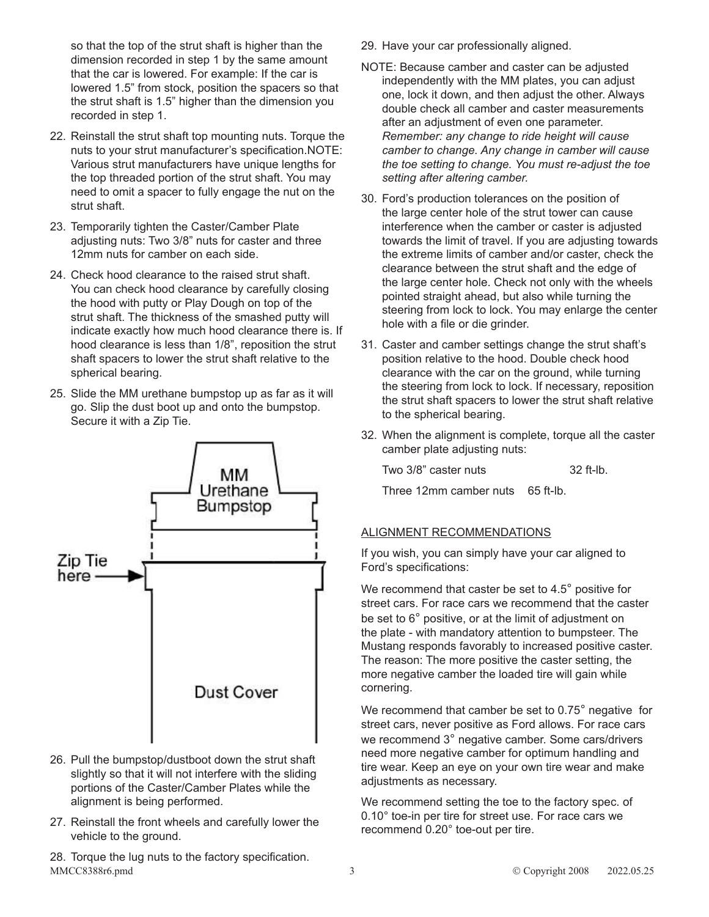so that the top of the strut shaft is higher than the dimension recorded in step 1 by the same amount that the car is lowered. For example: If the car is lowered 1.5" from stock, position the spacers so that the strut shaft is 1.5" higher than the dimension you recorded in step 1.

22. Reinstall the strut shaft top mounting nuts. Torque the nuts to your strut manufacturer's specification.NOTE: Various strut manufacturers have unique lengths for the top threaded portion of the strut shaft. You may need to omit a spacer to fully engage the nut on the strut shaft.
23. Temporarily tighten the Caster/Camber Plate adjusting nuts: Two 3/8" nuts for caster and three 12mm nuts for camber on each side.
24. Check hood clearance to the raised strut shaft. You can check hood clearance by carefully closing the hood with putty or Play Dough on top of the strut shaft. The thickness of the smashed putty will indicate exactly how much hood clearance there is. If hood clearance is less than 1/8", reposition the strut shaft spacers to lower the strut shaft relative to the spherical bearing.
25. Slide the MM urethane bumpstop up as far as it will go. Slip the dust boot up and onto the bumpstop. Secure it with a Zip Tie.

MM Urethane Bumpstop

Zip Tie here

Dust Cover

26. Pull the bumpstop/dustboot down the strut shaft slightly so that it will not interfere with the sliding portions of the Caster/Camber Plates while the alignment is being performed.
27. Reinstall the front wheels and carefully lower the vehicle to the ground.
28. Torque the lug nuts to the factory specification.
29. Have your car professionally aligned.

NOTE: Because camber and caster can be adjusted independently with the MM plates, you can adjust one, lock it down, and then adjust the other. Always double check all camber and caster measurements after an adjustment of even one parameter. *Remember: any change to ride height will cause camber to change. Any change in camber will cause the toe setting to change. You must re-adjust the toe setting after altering camber.*

30. Ford's production tolerances on the position of the large center hole of the strut tower can cause interference when the camber or caster is adjusted towards the limit of travel. If you are adjusting towards the extreme limits of camber and/or caster, check the clearance between the strut shaft and the edge of the large center hole. Check not only with the wheels pointed straight ahead, but also while turning the steering from lock to lock. You may enlarge the center hole with a file or die grinder.
31. Caster and camber settings change the strut shaft's position relative to the hood. Double check hood clearance with the car on the ground, while turning the steering from lock to lock. If necessary, reposition the strut shaft spacers to lower the strut shaft relative to the spherical bearing.
32. When the alignment is complete, torque all the caster camber plate adjusting nuts:

    Two 3/8" caster nuts 32 ft-lb.

    Three 12mm camber nuts 65 ft-lb.

## ALIGNMENT RECOMMENDATIONS

If you wish, you can simply have your car aligned to Ford's specifications:

We recommend that caster be set to 4.5° positive for street cars. For race cars we recommend that the caster be set to 6° positive, or at the limit of adjustment on the plate - with mandatory attention to bumpsteer. The Mustang responds favorably to increased positive caster. The reason: The more positive the caster setting, the more negative camber the loaded tire will gain while cornering.

We recommend that camber be set to 0.75° negative for street cars, never positive as Ford allows. For race cars we recommend 3° negative camber. Some cars/drivers need more negative camber for optimum handling and tire wear. Keep an eye on your own tire wear and make adjustments as necessary.

We recommend setting the toe to the factory spec. of 0.10° toe-in per tire for street use. For race cars we recommend 0.20° toe-out per tire.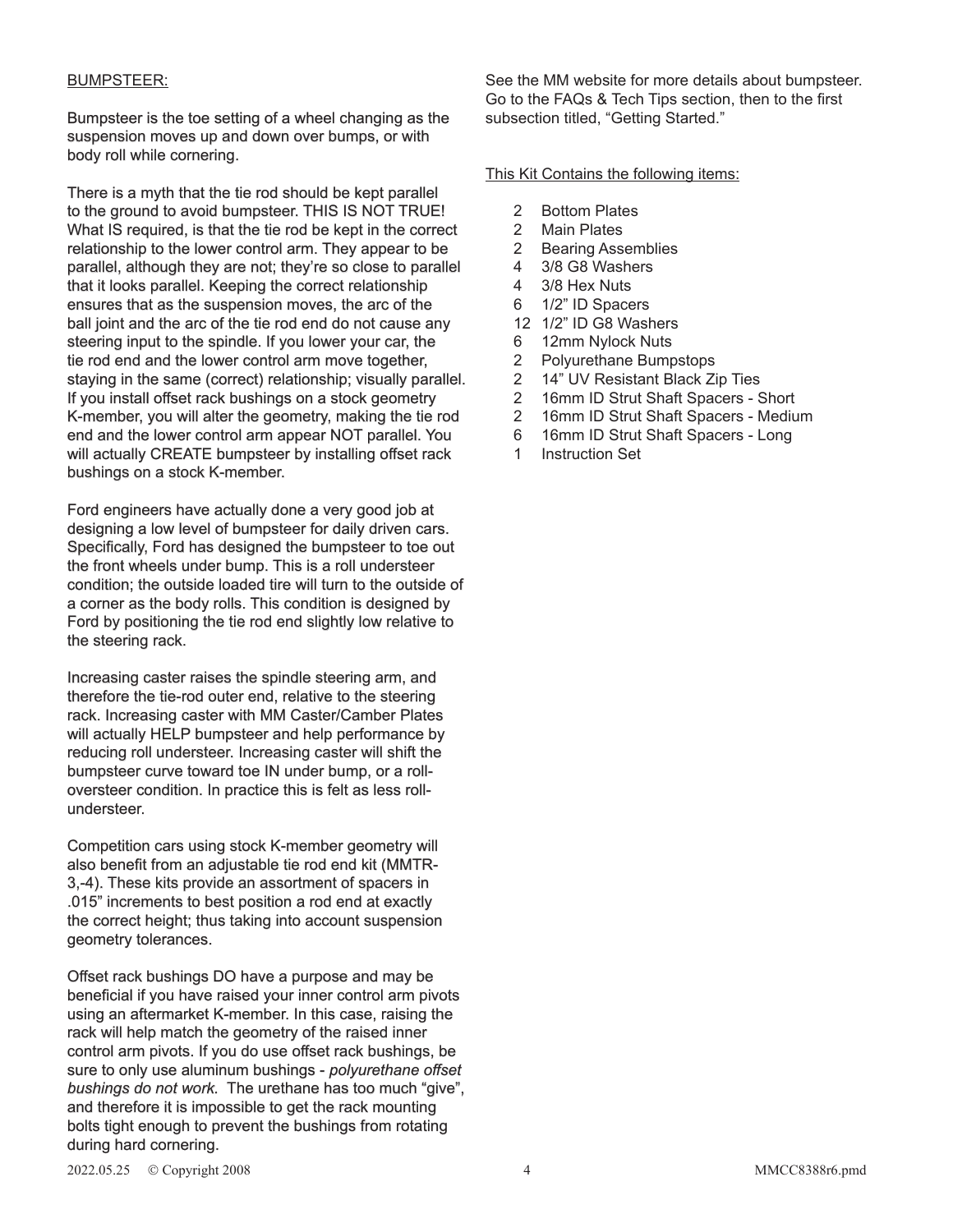BUMPSTEER:

Bumpsteer is the toe setting of a wheel changing as the suspension moves up and down over bumps, or with body roll while cornering.

There is a myth that the tie rod should be kept parallel to the ground to avoid bumpsteer. THIS IS NOT TRUE! What IS required, is that the tie rod be kept in the correct relationship to the lower control arm. They appear to be parallel, although they are not; they're so close to parallel that it looks parallel. Keeping the correct relationship ensures that as the suspension moves, the arc of the ball joint and the arc of the tie rod end do not cause any steering input to the spindle. If you lower your car, the tie rod end and the lower control arm move together, staying in the same (correct) relationship; visually parallel. If you install offset rack bushings on a stock geometry K-member, you will alter the geometry, making the tie rod end and the lower control arm appear NOT parallel. You will actually CREATE bumpsteer by installing offset rack bushings on a stock K-member.

Ford engineers have actually done a very good job at designing a low level of bumpsteer for daily driven cars. Specifically, Ford has designed the bumpsteer to toe out the front wheels under bump. This is a roll understeer condition; the outside loaded tire will turn to the outside of a corner as the body rolls. This condition is designed by Ford by positioning the tie rod end slightly low relative to the steering rack.

Increasing caster raises the spindle steering arm, and therefore the tie-rod outer end, relative to the steering rack. Increasing caster with MM Caster/Camber Plates will actually HELP bumpsteer and help performance by reducing roll understeer. Increasing caster will shift the bumpsteer curve toward toe IN under bump, or a roll-oversteer condition. In practice this is felt as less roll-understeer.

Competition cars using stock K-member geometry will also benefit from an adjustable tie rod end kit (MMTR-3,-4). These kits provide an assortment of spacers in .015" increments to best position a rod end at exactly the correct height; thus taking into account suspension geometry tolerances.

Offset rack bushings DO have a purpose and may be beneficial if you have raised your inner control arm pivots using an aftermarket K-member. In this case, raising the rack will help match the geometry of the raised inner control arm pivots. If you do use offset rack bushings, be sure to only use aluminum bushings - *polyurethane offset bushings do not work.* The urethane has too much "give", and therefore it is impossible to get the rack mounting bolts tight enough to prevent the bushings from rotating during hard cornering.

See the MM website for more details about bumpsteer. Go to the FAQs & Tech Tips section, then to the first subsection titled, "Getting Started."

This Kit Contains the following items:

- 2 Bottom Plates
- 2 Main Plates
- 2 Bearing Assemblies
- 4 3/8 G8 Washers
- 4 3/8 Hex Nuts
- 6 1/2" ID Spacers
- 12 1/2" ID G8 Washers
- 6 12mm Nylock Nuts
- 2 Polyurethane Bumpstops
- 2 14" UV Resistant Black Zip Ties
- 2 16mm ID Strut Shaft Spacers - Short
- 2 16mm ID Strut Shaft Spacers - Medium
- 6 16mm ID Strut Shaft Spacers - Long
- 1 Instruction Set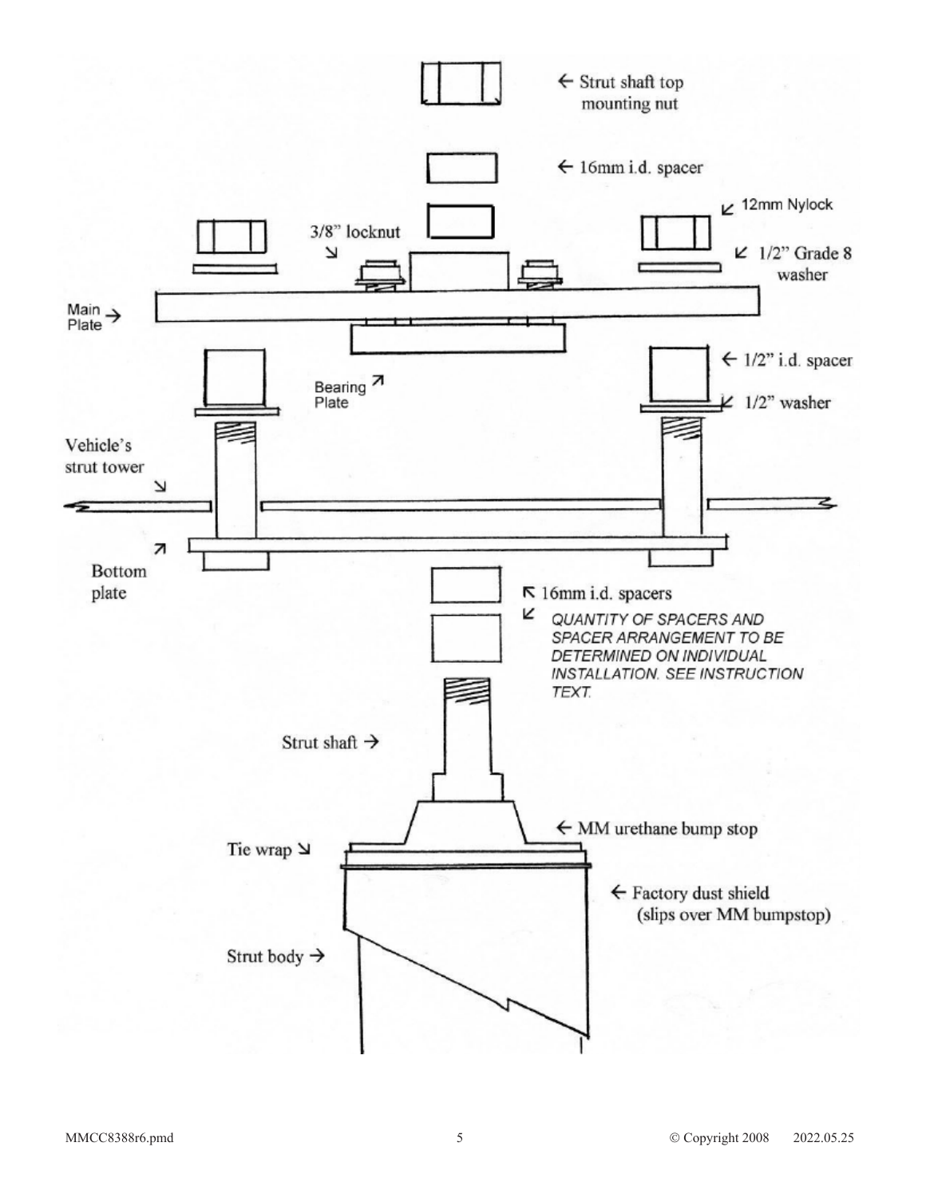← Strut shaft top mounting nut

← 16mm i.d. spacer

12mm Nylock

3/8" locknut

1/2" Grade 8 washer

Main Plate →

Bearing Plate

← 1/2" i.d. spacer

1/2" washer

Vehicle's strut tower

Bottom plate

16mm i.d. spacers

*QUANTITY OF SPACERS AND SPACER ARRANGEMENT TO BE DETERMINED ON INDIVIDUAL INSTALLATION. SEE INSTRUCTION TEXT.*

Strut shaft →

← MM urethane bump stop

Tie wrap

← Factory dust shield (slips over MM bumpstop)

Strut body →

MMCC8388r6.pmd © Copyright 2008 2022.05.25